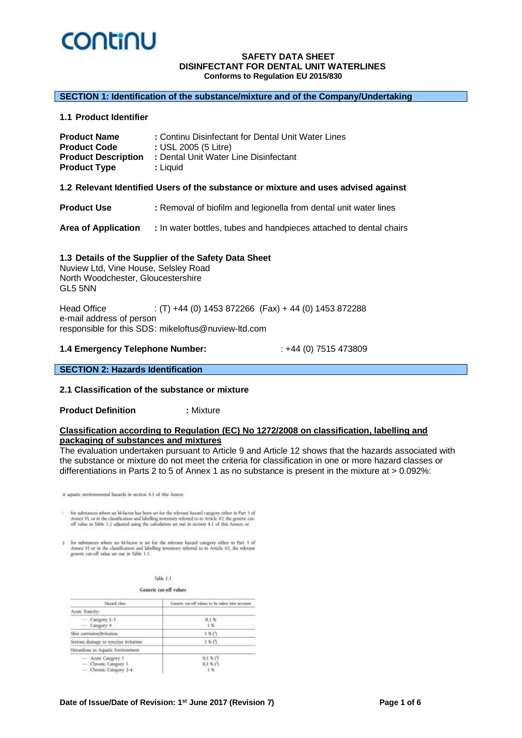contiNU

**SAFETY DATA SHEET**
**DISINFECTANT FOR DENTAL UNIT WATERLINES**
**Conforms to Regulation EU 2015/830**

## SECTION 1: Identification of the substance/mixture and of the Company/Undertaking

### 1.1 Product Identifier

**Product Name** : Contintu Disinfectant for Dental Unit Water Lines
**Product Code** : USL 2005 (5 Litre)
**Product Description** : Dental Unit Water Line Disinfectant
**Product Type** : Liquid

### 1.2 Relevant Identified Users of the substance or mixture and uses advised against

**Product Use** : Removal of biofilm and legionella from dental unit water lines

**Area of Application** : In water bottles, tubes and handpieces attached to dental chairs

### 1.3 Details of the Supplier of the Safety Data Sheet

Nuview Ltd, Vine House, Selsley Road
North Woodchester, Gloucestershire
GL5 5NN

Head Office : (T) +44 (0) 1453 872266 (Fax) + 44 (0) 1453 872288
e-mail address of person
responsible for this SDS: mikeloftus@nuview-ltd.com

### 1.4 Emergency Telephone Number: : +44 (0) 7515 473809

## SECTION 2: Hazards Identification

### 2.1 Classification of the substance or mixture

**Product Definition** : Mixture

**Classification according to Regulation (EC) No 1272/2008 on classification, labelling and packaging of substances and mixtures**

The evaluation undertaken pursuant to Article 9 and Article 12 shows that the hazards associated with the substance or mixture do not meet the criteria for classification in one or more hazard classes or differentiations in Parts 2 to 5 of Annex 1 as no substance is present in the mixture at > 0.092%:

or aquatic environmental hazards in section 4.1 of this Annex:

i) for substances where an M-factor has been set for the relevant hazard category either in Part 3 of Annex VI, or in the classification and labelling inventory referred to in Article 42, the generic cut-off value in Table 1.1 adjusted using the calculation set out in section 4.1 of this Annex; or

ii) for substances where no M-factor is set for the relevant hazard category either in Part 3 of Annex VI or in the classification and labelling inventory referred to in Article 42, the relevant generic cut-off value set out in Table 1.1.

Table 1.1

**Generic cut-off values**

| Hazard class | Generic cut-off values to be taken into account |
|---|---|
| Acute Toxicity: | |
| — Category 1-3 | 0,1 % |
| — Category 4 | 1 % |
| Skin corrosion/Irritation | 1 % (¹) |
| Serious damage to eyes/eye irritation | 1 % (¹) |
| Hazardous to Aquatic Environment | |
| — Acute Category 1 | 0,1 % (¹) |
| — Chronic Category 1 | 0,1 % (¹) |
| — Chronic Category 2-4 | 1 % |

**Date of Issue/Date of Revision: 1st June 2017 (Revision 7)**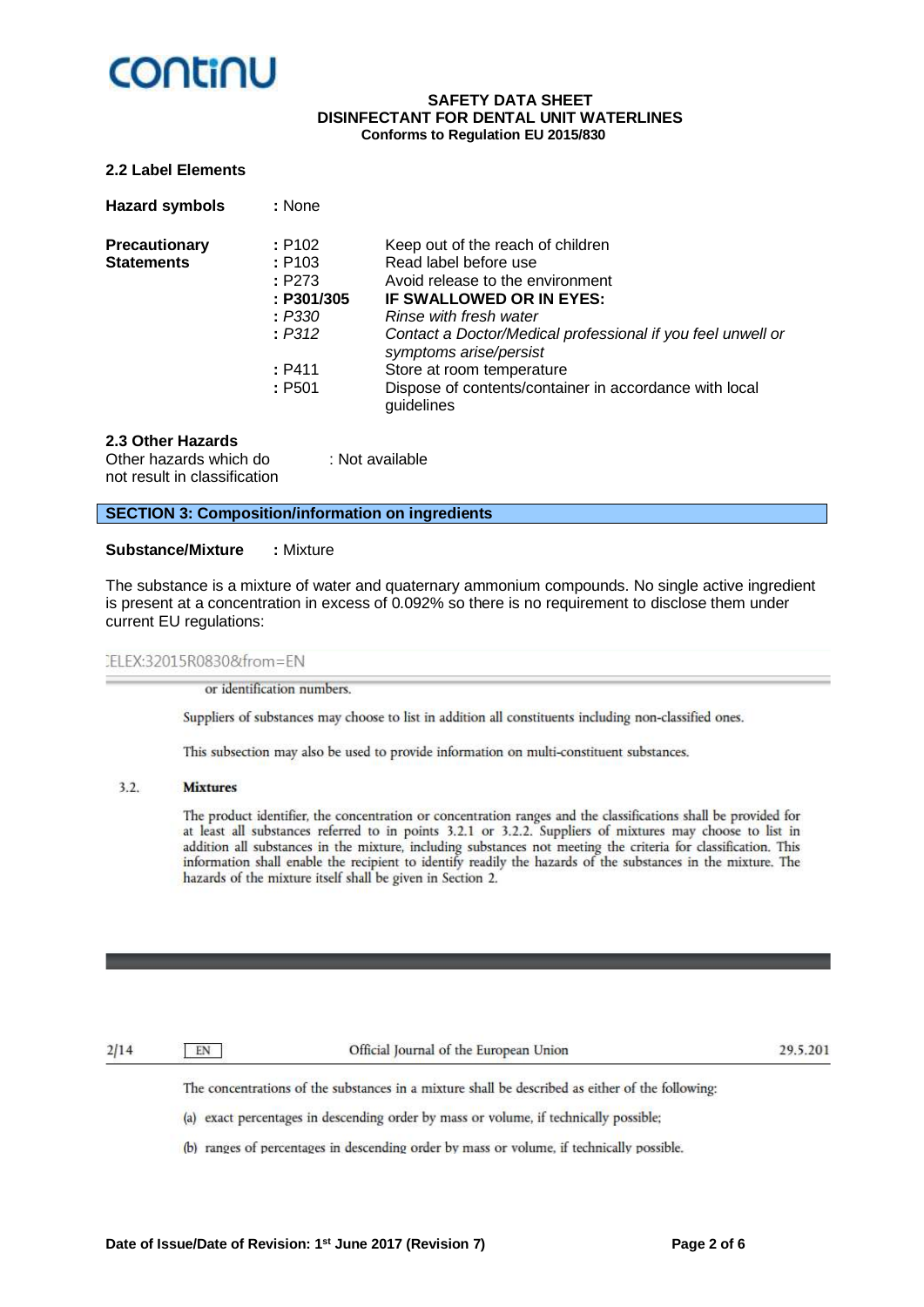### 2.2 Label Elements

**Hazard symbols** : None

| **Precautionary Statements** | | |
|---|---|---|
| | : P102 | Keep out of the reach of children |
| | : P103 | Read label before use |
| | : P273 | Avoid release to the environment |
| | **: P301/305** | **IF SWALLOWED OR IN EYES:** |
| | : *P330* | *Rinse with fresh water* |
| | : *P312* | *Contact a Doctor/Medical professional if you feel unwell or symptoms arise/persist* |
| | : P411 | Store at room temperature |
| | : P501 | Dispose of contents/container in accordance with local guidelines |

### 2.3 Other Hazards

Other hazards which do not result in classification : Not available

## SECTION 3: Composition/information on ingredients

**Substance/Mixture** : Mixture

The substance is a mixture of water and quaternary ammonium compounds. No single active ingredient is present at a concentration in excess of 0.092% so there is no requirement to disclose them under current EU regulations:

:ELEX:32015R0830&from=EN

or identification numbers.

Suppliers of substances may choose to list in addition all constituents including non-classified ones.

This subsection may also be used to provide information on multi-constituent substances.

3.2. **Mixtures**

The product identifier, the concentration or concentration ranges and the classifications shall be provided for at least all substances referred to in points 3.2.1 or 3.2.2. Suppliers of mixtures may choose to list in addition all substances in the mixture, including substances not meeting the criteria for classification. This information shall enable the recipient to identify readily the hazards of the substances in the mixture. The hazards of the mixture itself shall be given in Section 2.

2/14 EN Official Journal of the European Union 29.5.201

The concentrations of the substances in a mixture shall be described as either of the following:

(a) exact percentages in descending order by mass or volume, if technically possible;

(b) ranges of percentages in descending order by mass or volume, if technically possible.

Date of Issue/Date of Revision: 1st June 2017 (Revision 7)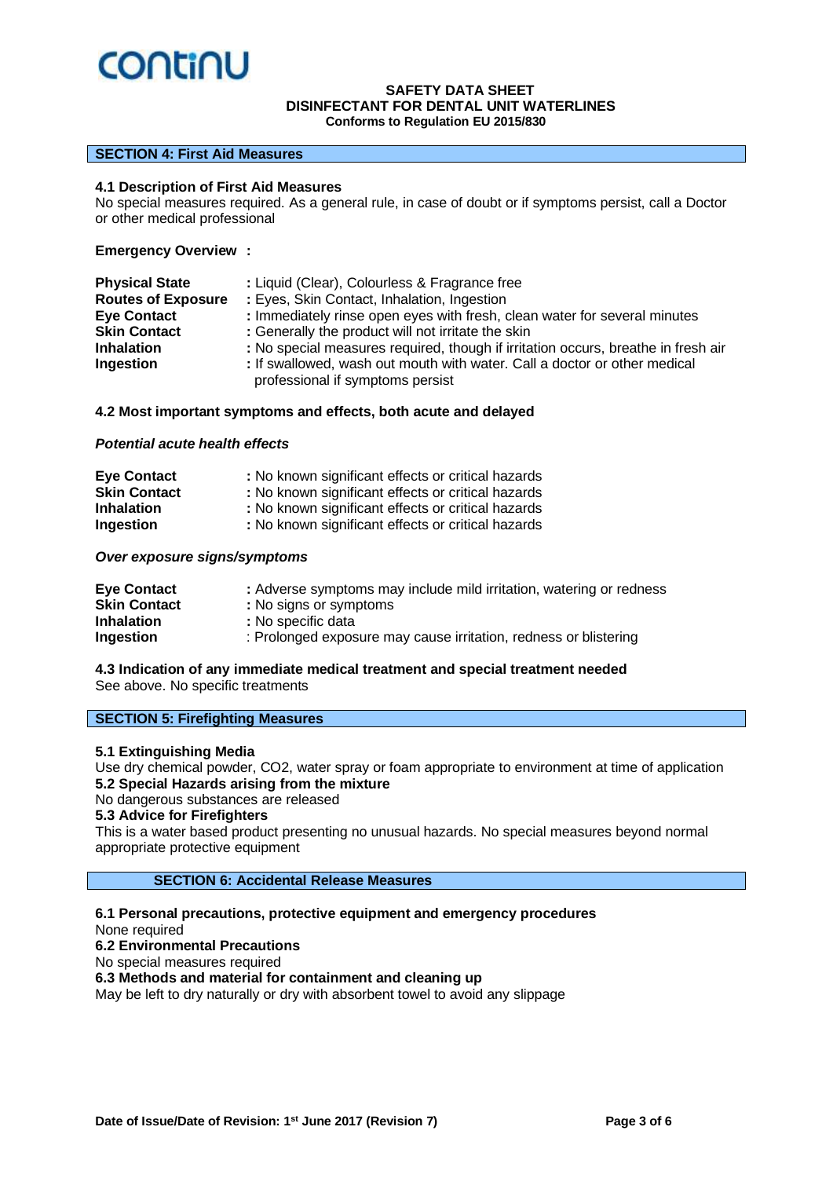## SECTION 4: First Aid Measures

### 4.1 Description of First Aid Measures

No special measures required. As a general rule, in case of doubt or if symptoms persist, call a Doctor or other medical professional

**Emergency Overview :**

| | |
|---|---|
| **Physical State** | : Liquid (Clear), Colourless & Fragrance free |
| **Routes of Exposure** | : Eyes, Skin Contact, Inhalation, Ingestion |
| **Eye Contact** | : Immediately rinse open eyes with fresh, clean water for several minutes |
| **Skin Contact** | : Generally the product will not irritate the skin |
| **Inhalation** | : No special measures required, though if irritation occurs, breathe in fresh air |
| **Ingestion** | : If swallowed, wash out mouth with water. Call a doctor or other medical professional if symptoms persist |

### 4.2 Most important symptoms and effects, both acute and delayed

***Potential acute health effects***

| | |
|---|---|
| **Eye Contact** | : No known significant effects or critical hazards |
| **Skin Contact** | : No known significant effects or critical hazards |
| **Inhalation** | : No known significant effects or critical hazards |
| **Ingestion** | : No known significant effects or critical hazards |

***Over exposure signs/symptoms***

| | |
|---|---|
| **Eye Contact** | : Adverse symptoms may include mild irritation, watering or redness |
| **Skin Contact** | : No signs or symptoms |
| **Inhalation** | : No specific data |
| **Ingestion** | : Prolonged exposure may cause irritation, redness or blistering |

### 4.3 Indication of any immediate medical treatment and special treatment needed

See above. No specific treatments

## SECTION 5: Firefighting Measures

### 5.1 Extinguishing Media

Use dry chemical powder, $CO_2$, water spray or foam appropriate to environment at time of application

### 5.2 Special Hazards arising from the mixture

No dangerous substances are released

### 5.3 Advice for Firefighters

This is a water based product presenting no unusual hazards. No special measures beyond normal appropriate protective equipment

## SECTION 6: Accidental Release Measures

### 6.1 Personal precautions, protective equipment and emergency procedures

None required

### 6.2 Environmental Precautions

No special measures required

### 6.3 Methods and material for containment and cleaning up

May be left to dry naturally or dry with absorbent towel to avoid any slippage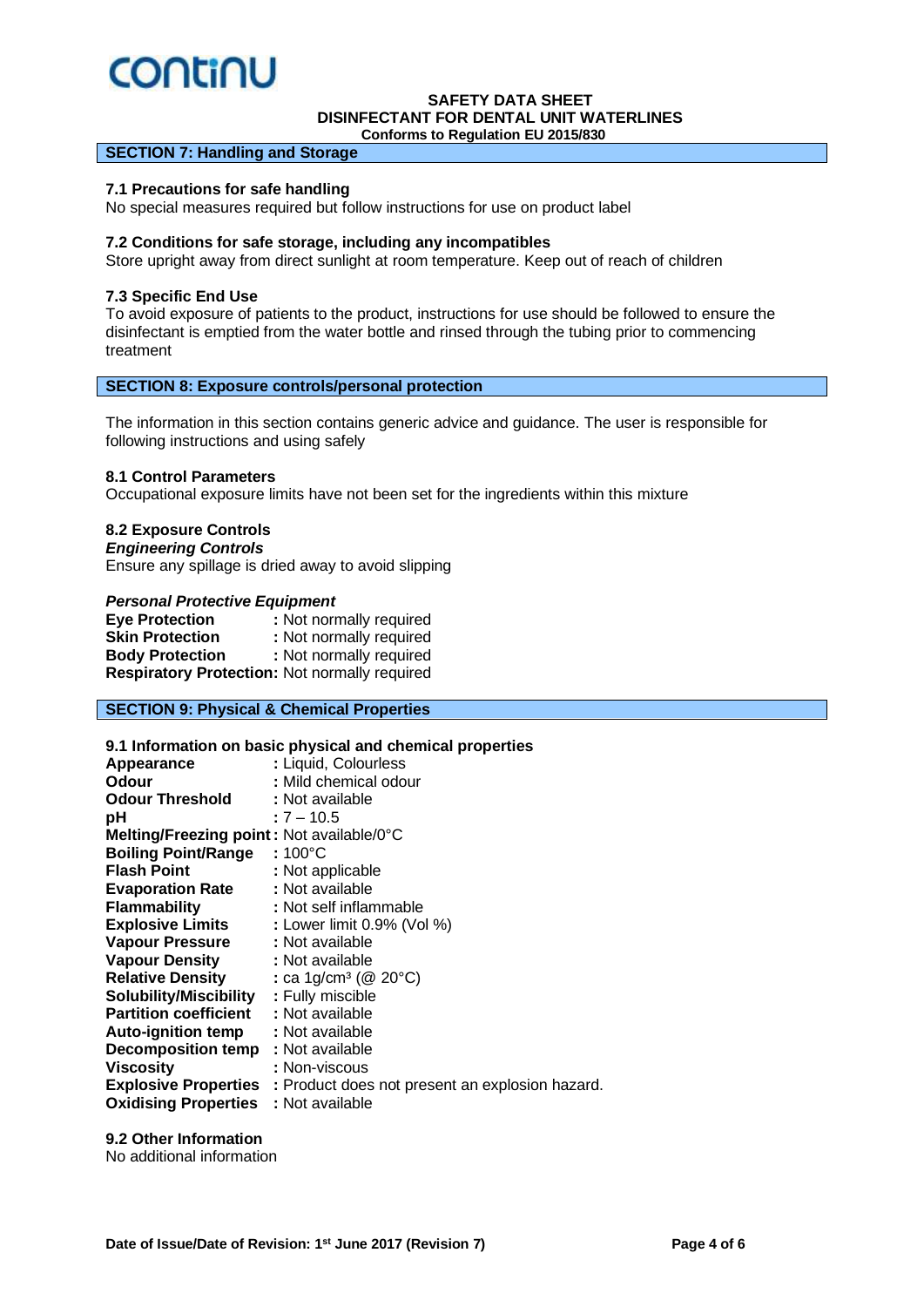## SECTION 7: Handling and Storage

### 7.1 Precautions for safe handling

No special measures required but follow instructions for use on product label

### 7.2 Conditions for safe storage, including any incompatibles

Store upright away from direct sunlight at room temperature. Keep out of reach of children

### 7.3 Specific End Use

To avoid exposure of patients to the product, instructions for use should be followed to ensure the disinfectant is emptied from the water bottle and rinsed through the tubing prior to commencing treatment

## SECTION 8: Exposure controls/personal protection

The information in this section contains generic advice and guidance. The user is responsible for following instructions and using safely

### 8.1 Control Parameters

Occupational exposure limits have not been set for the ingredients within this mixture

### 8.2 Exposure Controls

***Engineering Controls***

Ensure any spillage is dried away to avoid slipping

***Personal Protective Equipment***

**Eye Protection** : Not normally required
**Skin Protection** : Not normally required
**Body Protection** : Not normally required
**Respiratory Protection:** Not normally required

## SECTION 9: Physical & Chemical Properties

### 9.1 Information on basic physical and chemical properties

**Appearance** : Liquid, Colourless
**Odour** : Mild chemical odour
**Odour Threshold** : Not available
**pH** : 7 – 10.5
**Melting/Freezing point** : Not available/0°C
**Boiling Point/Range** : 100°C
**Flash Point** : Not applicable
**Evaporation Rate** : Not available
**Flammability** : Not self inflammable
**Explosive Limits** : Lower limit 0.9% (Vol %)
**Vapour Pressure** : Not available
**Vapour Density** : Not available
**Relative Density** : ca 1g/cm³ (@ 20°C)
**Solubility/Miscibility** : Fully miscible
**Partition coefficient** : Not available
**Auto-ignition temp** : Not available
**Decomposition temp** : Not available
**Viscosity** : Non-viscous
**Explosive Properties** : Product does not present an explosion hazard.
**Oxidising Properties** : Not available

### 9.2 Other Information

No additional information

**Date of Issue/Date of Revision: 1st June 2017 (Revision 7)**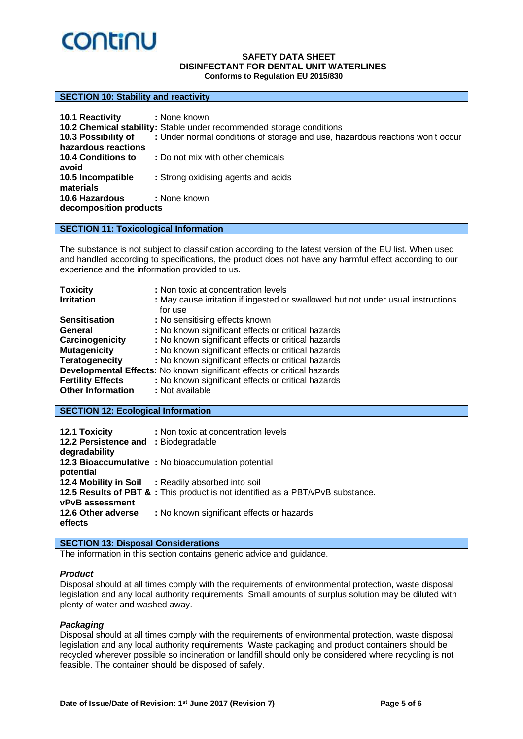## SECTION 10: Stability and reactivity

| | |
|---|---|
| **10.1 Reactivity** | : None known |
| **10.2 Chemical stability** | : Stable under recommended storage conditions |
| **10.3 Possibility of hazardous reactions** | : Under normal conditions of storage and use, hazardous reactions won't occur |
| **10.4 Conditions to avoid** | : Do not mix with other chemicals |
| **10.5 Incompatible materials** | : Strong oxidising agents and acids |
| **10.6 Hazardous decomposition products** | : None known |

## SECTION 11: Toxicological Information

The substance is not subject to classification according to the latest version of the EU list. When used and handled according to specifications, the product does not have any harmful effect according to our experience and the information provided to us.

| | |
|---|---|
| **Toxicity** | : Non toxic at concentration levels |
| **Irritation** | : May cause irritation if ingested or swallowed but not under usual instructions for use |
| **Sensitisation** | : No sensitising effects known |
| **General** | : No known significant effects or critical hazards |
| **Carcinogenicity** | : No known significant effects or critical hazards |
| **Mutagenicity** | : No known significant effects or critical hazards |
| **Teratogenecity** | : No known significant effects or critical hazards |
| **Developmental Effects** | : No known significant effects or critical hazards |
| **Fertility Effects** | : No known significant effects or critical hazards |
| **Other Information** | : Not available |

## SECTION 12: Ecological Information

| | |
|---|---|
| **12.1 Toxicity** | : Non toxic at concentration levels |
| **12.2 Persistence and degradability** | : Biodegradable |
| **12.3 Bioaccumulative potential** | : No bioaccumulation potential |
| **12.4 Mobility in Soil** | : Readily absorbed into soil |
| **12.5 Results of PBT & vPvB assessment** | : This product is not identified as a PBT/vPvB substance. |
| **12.6 Other adverse effects** | : No known significant effects or hazards |

## SECTION 13: Disposal Considerations

The information in this section contains generic advice and guidance.

***Product***

Disposal should at all times comply with the requirements of environmental protection, waste disposal legislation and any local authority requirements. Small amounts of surplus solution may be diluted with plenty of water and washed away.

***Packaging***

Disposal should at all times comply with the requirements of environmental protection, waste disposal legislation and any local authority requirements. Waste packaging and product containers should be recycled wherever possible so incineration or landfill should only be considered where recycling is not feasible. The container should be disposed of safely.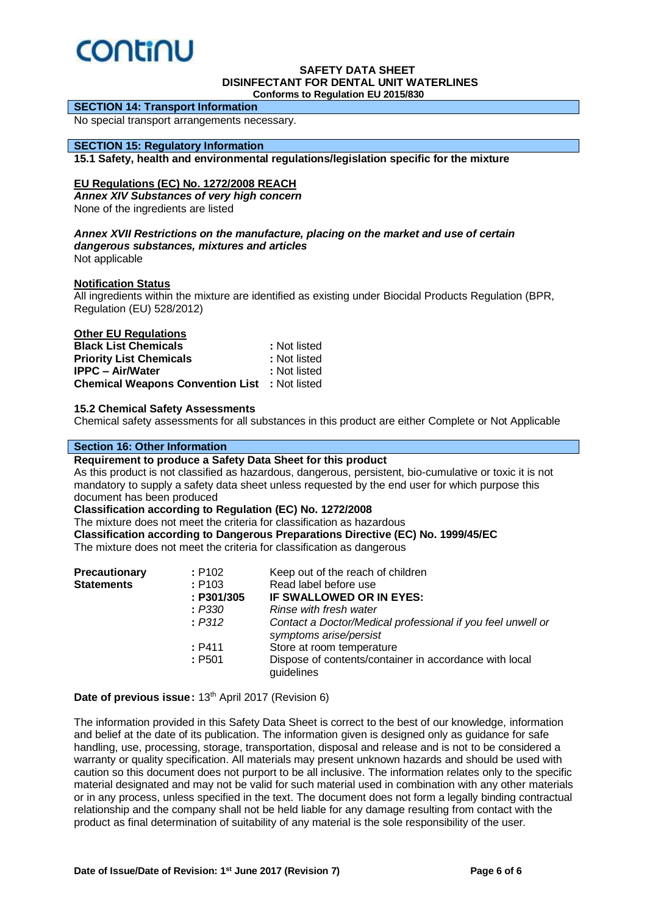## SECTION 14: Transport Information

No special transport arrangements necessary.

## SECTION 15: Regulatory Information

**15.1 Safety, health and environmental regulations/legislation specific for the mixture**

**EU Regulations (EC) No. 1272/2008 REACH**

***Annex XIV Substances of very high concern***

None of the ingredients are listed

***Annex XVII Restrictions on the manufacture, placing on the market and use of certain dangerous substances, mixtures and articles***

Not applicable

**Notification Status**

All ingredients within the mixture are identified as existing under Biocidal Products Regulation (BPR, Regulation (EU) 528/2012)

**Other EU Regulations**

| | |
|---|---|
| **Black List Chemicals** | : Not listed |
| **Priority List Chemicals** | : Not listed |
| **IPPC – Air/Water** | : Not listed |
| **Chemical Weapons Convention List** | : Not listed |

**15.2 Chemical Safety Assessments**

Chemical safety assessments for all substances in this product are either Complete or Not Applicable

## Section 16: Other Information

**Requirement to produce a Safety Data Sheet for this product**

As this product is not classified as hazardous, dangerous, persistent, bio-cumulative or toxic it is not mandatory to supply a safety data sheet unless requested by the end user for which purpose this document has been produced

**Classification according to Regulation (EC) No. 1272/2008**

The mixture does not meet the criteria for classification as hazardous

**Classification according to Dangerous Preparations Directive (EC) No. 1999/45/EC**

The mixture does not meet the criteria for classification as dangerous

| | | |
|---|---|---|
| **Precautionary Statements** | : P102 | Keep out of the reach of children |
| | : P103 | Read label before use |
| | **: P301/305** | **IF SWALLOWED OR IN EYES:** |
| | : *P330* | *Rinse with fresh water* |
| | : *P312* | *Contact a Doctor/Medical professional if you feel unwell or symptoms arise/persist* |
| | : P411 | Store at room temperature |
| | : P501 | Dispose of contents/container in accordance with local guidelines |

**Date of previous issue:** 13th April 2017 (Revision 6)

The information provided in this Safety Data Sheet is correct to the best of our knowledge, information and belief at the date of its publication. The information given is designed only as guidance for safe handling, use, processing, storage, transportation, disposal and release and is not to be considered a warranty or quality specification. All materials may present unknown hazards and should be used with caution so this document does not purport to be all inclusive. The information relates only to the specific material designated and may not be valid for such material used in combination with any other materials or in any process, unless specified in the text. The document does not form a legally binding contractual relationship and the company shall not be held liable for any damage resulting from contact with the product as final determination of suitability of any material is the sole responsibility of the user.